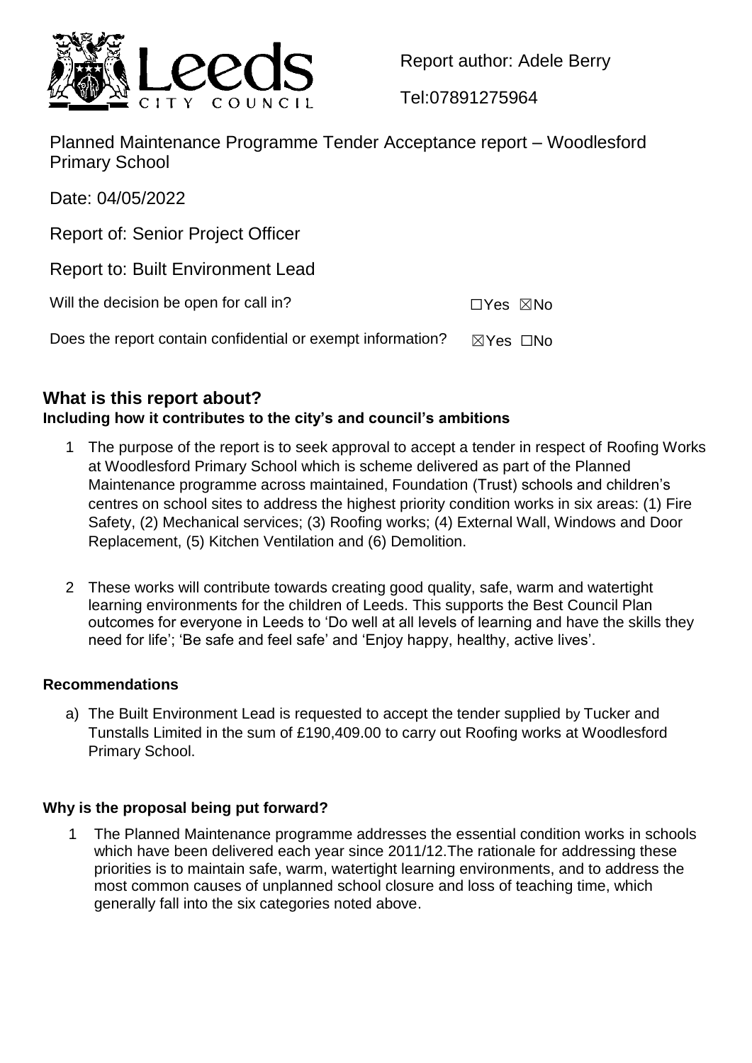Report author: Adele Berry

Tel:07891275964

# Planned Maintenance Programme Tender Acceptance report – Woodlesford Primary School

Date: 04/05/2022

Report of: Senior Project Officer

Report to: Built Environment Lead

Will the decision be open for call in? ☐Yes ☒No

Does the report contain confidential or exempt information? ☒Yes ☐No

## What is this report about?

**Including how it contributes to the city's and council's ambitions**

1. The purpose of the report is to seek approval to accept a tender in respect of Roofing Works at Woodlesford Primary School which is scheme delivered as part of the Planned Maintenance programme across maintained, Foundation (Trust) schools and children's centres on school sites to address the highest priority condition works in six areas: (1) Fire Safety, (2) Mechanical services; (3) Roofing works; (4) External Wall, Windows and Door Replacement, (5) Kitchen Ventilation and (6) Demolition.

2. These works will contribute towards creating good quality, safe, warm and watertight learning environments for the children of Leeds. This supports the Best Council Plan outcomes for everyone in Leeds to 'Do well at all levels of learning and have the skills they need for life'; 'Be safe and feel safe' and 'Enjoy happy, healthy, active lives'.

### Recommendations

a) The Built Environment Lead is requested to accept the tender supplied by Tucker and Tunstalls Limited in the sum of £190,409.00 to carry out Roofing works at Woodlesford Primary School.

### Why is the proposal being put forward?

1. The Planned Maintenance programme addresses the essential condition works in schools which have been delivered each year since 2011/12.The rationale for addressing these priorities is to maintain safe, warm, watertight learning environments, and to address the most common causes of unplanned school closure and loss of teaching time, which generally fall into the six categories noted above.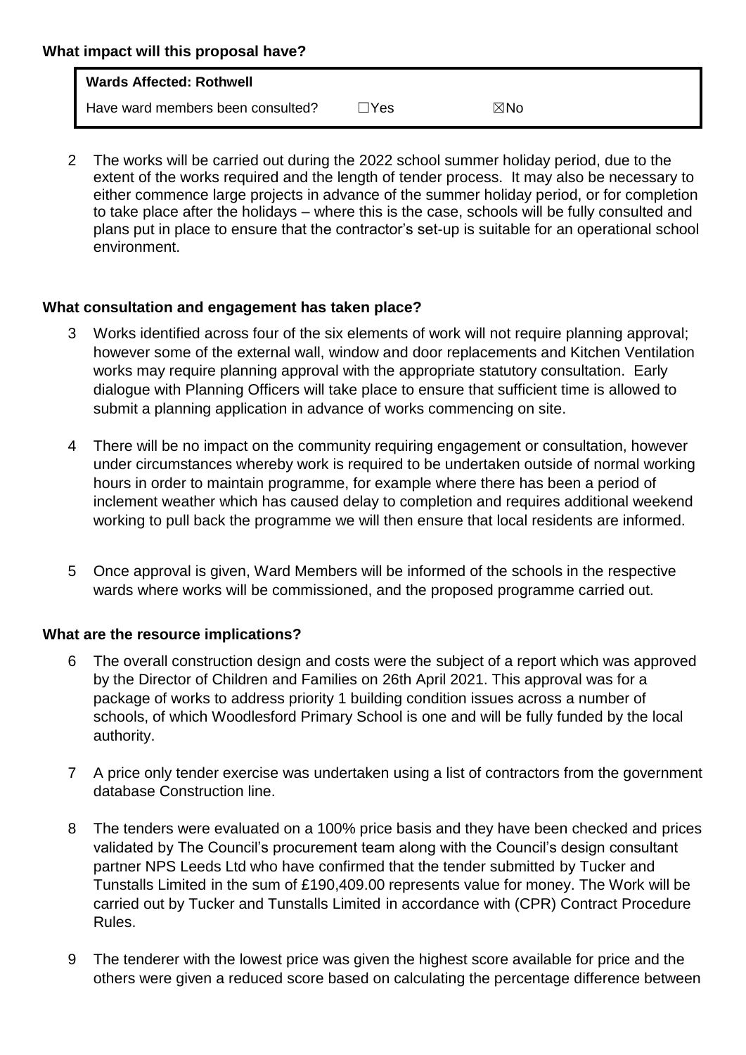**What impact will this proposal have?**

| **Wards Affected: Rothwell** | | |
|---|---|---|
| Have ward members been consulted? | ☐Yes | ☒No |

2 The works will be carried out during the 2022 school summer holiday period, due to the extent of the works required and the length of tender process. It may also be necessary to either commence large projects in advance of the summer holiday period, or for completion to take place after the holidays – where this is the case, schools will be fully consulted and plans put in place to ensure that the contractor's set-up is suitable for an operational school environment.

**What consultation and engagement has taken place?**

3 Works identified across four of the six elements of work will not require planning approval; however some of the external wall, window and door replacements and Kitchen Ventilation works may require planning approval with the appropriate statutory consultation. Early dialogue with Planning Officers will take place to ensure that sufficient time is allowed to submit a planning application in advance of works commencing on site.

4 There will be no impact on the community requiring engagement or consultation, however under circumstances whereby work is required to be undertaken outside of normal working hours in order to maintain programme, for example where there has been a period of inclement weather which has caused delay to completion and requires additional weekend working to pull back the programme we will then ensure that local residents are informed.

5 Once approval is given, Ward Members will be informed of the schools in the respective wards where works will be commissioned, and the proposed programme carried out.

**What are the resource implications?**

6 The overall construction design and costs were the subject of a report which was approved by the Director of Children and Families on 26th April 2021. This approval was for a package of works to address priority 1 building condition issues across a number of schools, of which Woodlesford Primary School is one and will be fully funded by the local authority.

7 A price only tender exercise was undertaken using a list of contractors from the government database Construction line.

8 The tenders were evaluated on a 100% price basis and they have been checked and prices validated by The Council's procurement team along with the Council's design consultant partner NPS Leeds Ltd who have confirmed that the tender submitted by Tucker and Tunstalls Limited in the sum of £190,409.00 represents value for money. The Work will be carried out by Tucker and Tunstalls Limited in accordance with (CPR) Contract Procedure Rules.

9 The tenderer with the lowest price was given the highest score available for price and the others were given a reduced score based on calculating the percentage difference between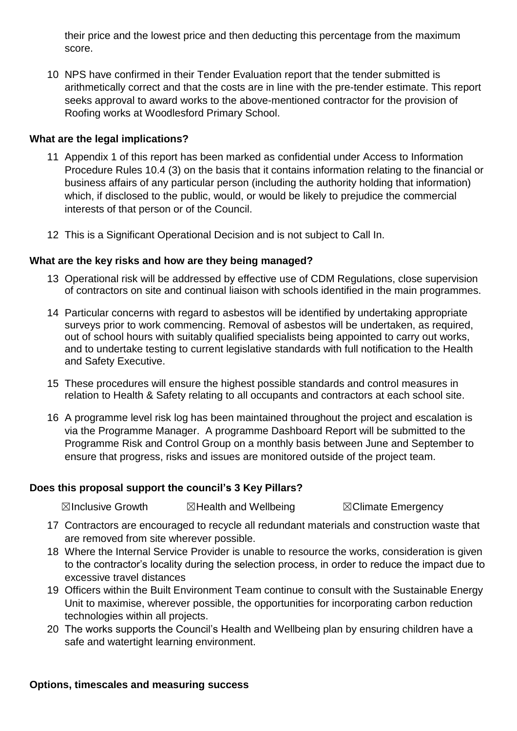their price and the lowest price and then deducting this percentage from the maximum score.

10 NPS have confirmed in their Tender Evaluation report that the tender submitted is arithmetically correct and that the costs are in line with the pre-tender estimate. This report seeks approval to award works to the above-mentioned contractor for the provision of Roofing works at Woodlesford Primary School.

**What are the legal implications?**

11 Appendix 1 of this report has been marked as confidential under Access to Information Procedure Rules 10.4 (3) on the basis that it contains information relating to the financial or business affairs of any particular person (including the authority holding that information) which, if disclosed to the public, would, or would be likely to prejudice the commercial interests of that person or of the Council.

12 This is a Significant Operational Decision and is not subject to Call In.

**What are the key risks and how are they being managed?**

13 Operational risk will be addressed by effective use of CDM Regulations, close supervision of contractors on site and continual liaison with schools identified in the main programmes.

14 Particular concerns with regard to asbestos will be identified by undertaking appropriate surveys prior to work commencing. Removal of asbestos will be undertaken, as required, out of school hours with suitably qualified specialists being appointed to carry out works, and to undertake testing to current legislative standards with full notification to the Health and Safety Executive.

15 These procedures will ensure the highest possible standards and control measures in relation to Health & Safety relating to all occupants and contractors at each school site.

16 A programme level risk log has been maintained throughout the project and escalation is via the Programme Manager. A programme Dashboard Report will be submitted to the Programme Risk and Control Group on a monthly basis between June and September to ensure that progress, risks and issues are monitored outside of the project team.

**Does this proposal support the council's 3 Key Pillars?**

☒Inclusive Growth ☒Health and Wellbeing ☒Climate Emergency

17 Contractors are encouraged to recycle all redundant materials and construction waste that are removed from site wherever possible.

18 Where the Internal Service Provider is unable to resource the works, consideration is given to the contractor's locality during the selection process, in order to reduce the impact due to excessive travel distances

19 Officers within the Built Environment Team continue to consult with the Sustainable Energy Unit to maximise, wherever possible, the opportunities for incorporating carbon reduction technologies within all projects.

20 The works supports the Council's Health and Wellbeing plan by ensuring children have a safe and watertight learning environment.

**Options, timescales and measuring success**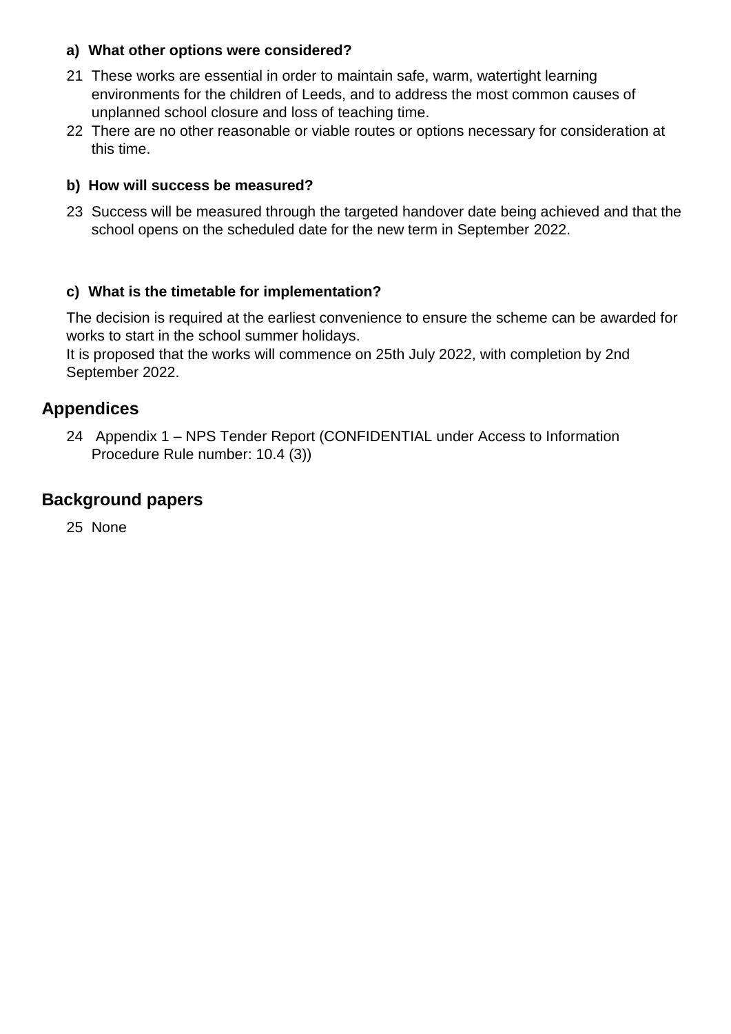#### a) What other options were considered?

21 These works are essential in order to maintain safe, warm, watertight learning environments for the children of Leeds, and to address the most common causes of unplanned school closure and loss of teaching time.

22 There are no other reasonable or viable routes or options necessary for consideration at this time.

#### b) How will success be measured?

23 Success will be measured through the targeted handover date being achieved and that the school opens on the scheduled date for the new term in September 2022.

#### c) What is the timetable for implementation?

The decision is required at the earliest convenience to ensure the scheme can be awarded for works to start in the school summer holidays.
It is proposed that the works will commence on 25th July 2022, with completion by 2nd September 2022.

## Appendices

24 Appendix 1 – NPS Tender Report (CONFIDENTIAL under Access to Information Procedure Rule number: 10.4 (3))

## Background papers

25 None